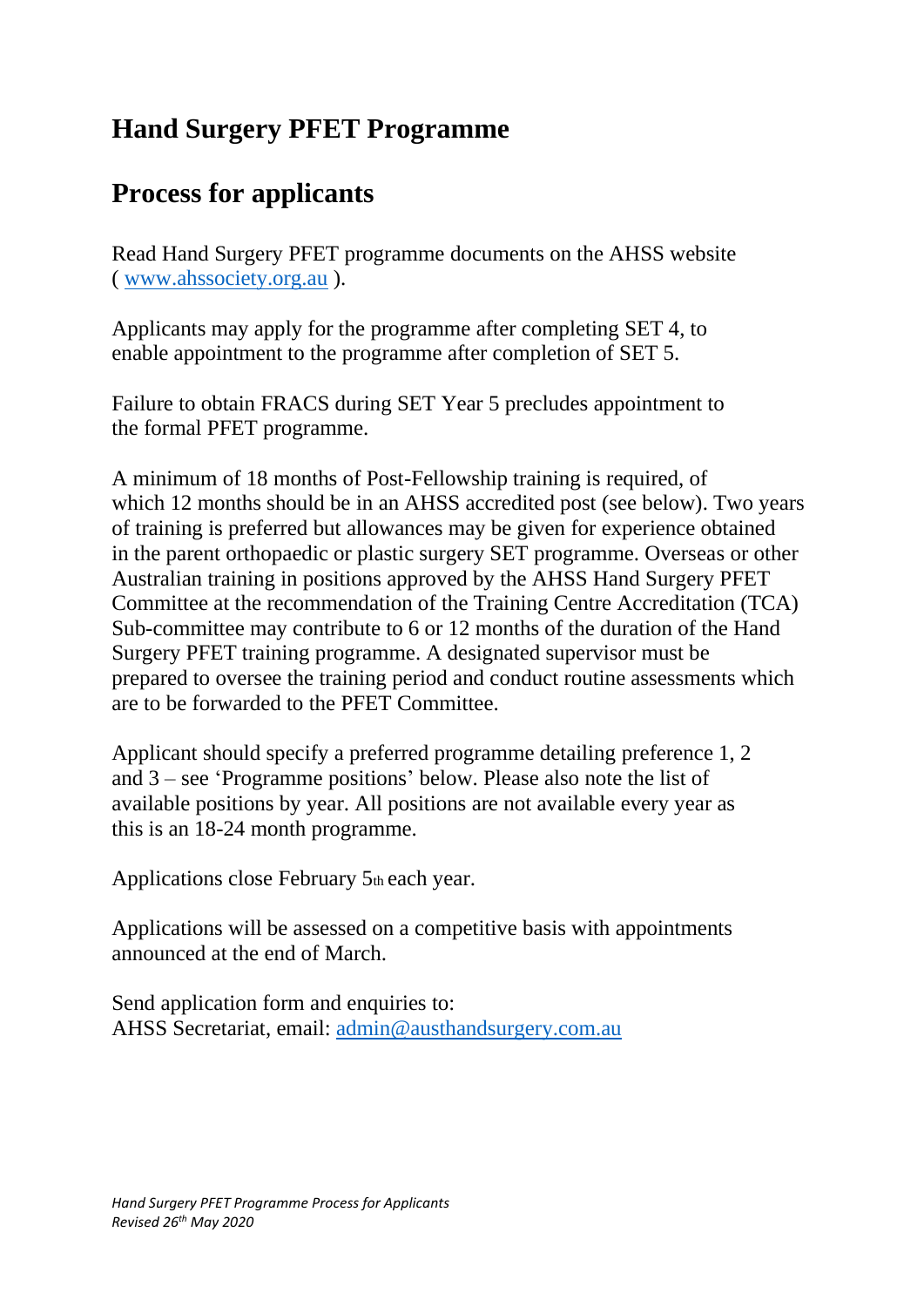# Hand Surgery PFET Programme

# Process for applicants

Read Hand Surgery PFET programme documents on the AHSS website ( www.ahssociety.org.au ).

Applicants may apply for the programme after completing SET 4, to enable appointment to the programme after completion of SET 5.

Failure to obtain FRACS during SET Year 5 precludes appointment to the formal PFET programme.

A minimum of 18 months of Post-Fellowship training is required, of which 12 months should be in an AHSS accredited post (see below). Two years of training is preferred but allowances may be given for experience obtained in the parent orthopaedic or plastic surgery SET programme. Overseas or other Australian training in positions approved by the AHSS Hand Surgery PFET Committee at the recommendation of the Training Centre Accreditation (TCA) Sub-committee may contribute to 6 or 12 months of the duration of the Hand Surgery PFET training programme. A designated supervisor must be prepared to oversee the training period and conduct routine assessments which are to be forwarded to the PFET Committee.

Applicant should specify a preferred programme detailing preference 1, 2 and 3 – see 'Programme positions' below. Please also note the list of available positions by year. All positions are not available every year as this is an 18-24 month programme.

Applications close February 5th each year.

Applications will be assessed on a competitive basis with appointments announced at the end of March.

Send application form and enquiries to:
AHSS Secretariat, email: admin@austhandsurgery.com.au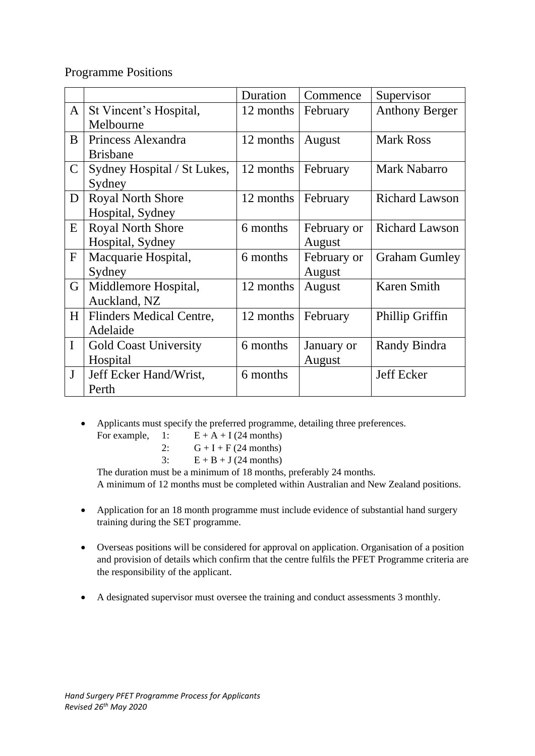## Programme Positions

| | | Duration | Commence | Supervisor |
|---|---|---|---|---|
| A | St Vincent's Hospital, Melbourne | 12 months | February | Anthony Berger |
| B | Princess Alexandra Brisbane | 12 months | August | Mark Ross |
| C | Sydney Hospital / St Lukes, Sydney | 12 months | February | Mark Nabarro |
| D | Royal North Shore Hospital, Sydney | 12 months | February | Richard Lawson |
| E | Royal North Shore Hospital, Sydney | 6 months | February or August | Richard Lawson |
| F | Macquarie Hospital, Sydney | 6 months | February or August | Graham Gumley |
| G | Middlemore Hospital, Auckland, NZ | 12 months | August | Karen Smith |
| H | Flinders Medical Centre, Adelaide | 12 months | February | Phillip Griffin |
| I | Gold Coast University Hospital | 6 months | January or August | Randy Bindra |
| J | Jeff Ecker Hand/Wrist, Perth | 6 months | | Jeff Ecker |

- Applicants must specify the preferred programme, detailing three preferences.

  For example,
  1: E + A + I (24 months)
  2: G + I + F (24 months)
  3: E + B + J (24 months)

  The duration must be a minimum of 18 months, preferably 24 months.
  A minimum of 12 months must be completed within Australian and New Zealand positions.

- Application for an 18 month programme must include evidence of substantial hand surgery training during the SET programme.

- Overseas positions will be considered for approval on application. Organisation of a position and provision of details which confirm that the centre fulfils the PFET Programme criteria are the responsibility of the applicant.

- A designated supervisor must oversee the training and conduct assessments 3 monthly.